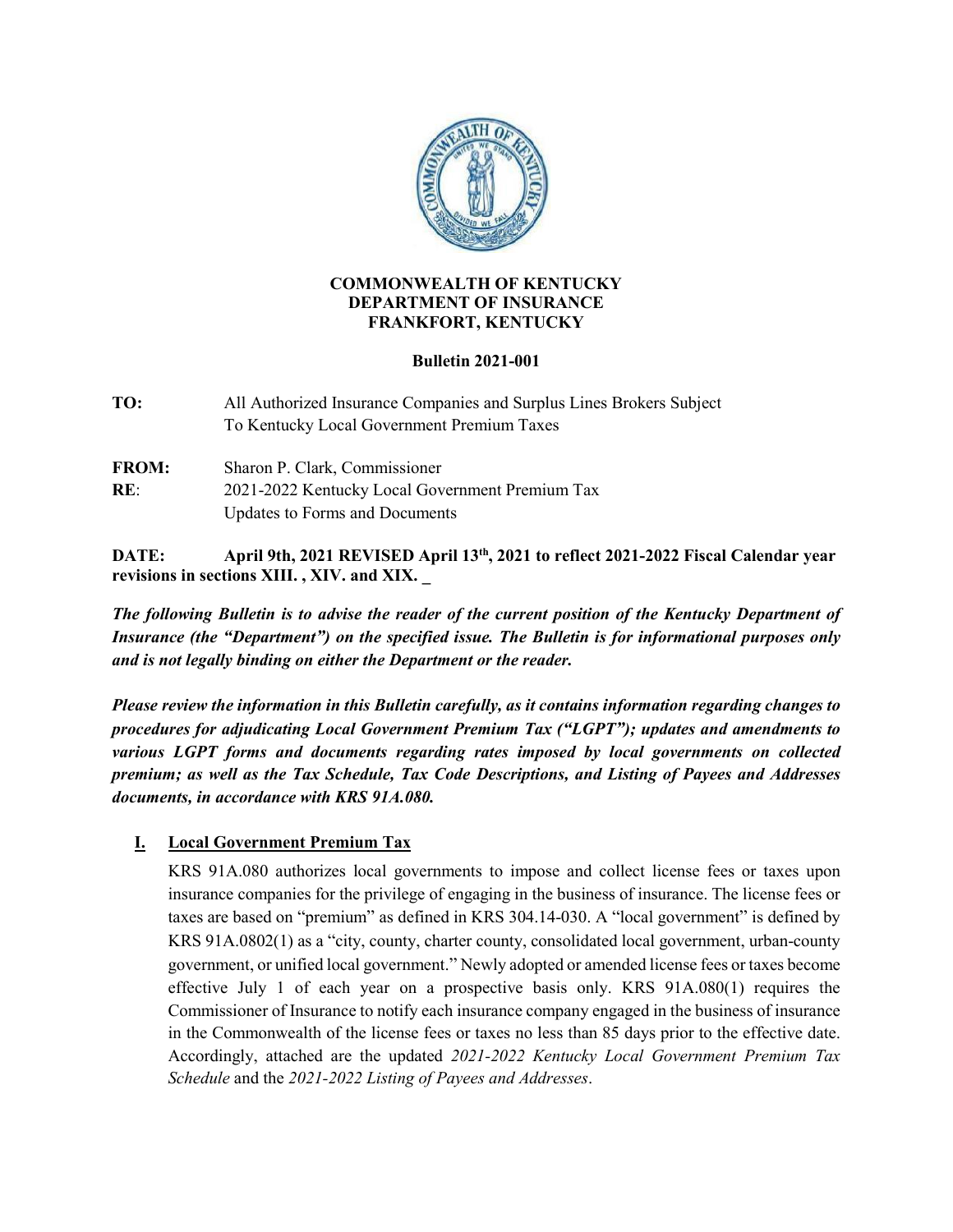**COMMONWEALTH OF KENTUCKY**
**DEPARTMENT OF INSURANCE**
**FRANKFORT, KENTUCKY**

**Bulletin 2021-001**

**TO:** All Authorized Insurance Companies and Surplus Lines Brokers Subject To Kentucky Local Government Premium Taxes

**FROM:** Sharon P. Clark, Commissioner

**RE**: 2021-2022 Kentucky Local Government Premium Tax
Updates to Forms and Documents

**DATE: April 9th, 2021 REVISED April 13th, 2021 to reflect 2021-2022 Fiscal Calendar year revisions in sections XIII. , XIV. and XIX. _**

***The following Bulletin is to advise the reader of the current position of the Kentucky Department of Insurance (the "Department") on the specified issue. The Bulletin is for informational purposes only and is not legally binding on either the Department or the reader.***

***Please review the information in this Bulletin carefully, as it contains information regarding changes to procedures for adjudicating Local Government Premium Tax ("LGPT"); updates and amendments to various LGPT forms and documents regarding rates imposed by local governments on collected premium; as well as the Tax Schedule, Tax Code Descriptions, and Listing of Payees and Addresses documents, in accordance with KRS 91A.080.***

## I. Local Government Premium Tax

KRS 91A.080 authorizes local governments to impose and collect license fees or taxes upon insurance companies for the privilege of engaging in the business of insurance. The license fees or taxes are based on "premium" as defined in KRS 304.14-030. A "local government" is defined by KRS 91A.0802(1) as a "city, county, charter county, consolidated local government, urban-county government, or unified local government." Newly adopted or amended license fees or taxes become effective July 1 of each year on a prospective basis only. KRS 91A.080(1) requires the Commissioner of Insurance to notify each insurance company engaged in the business of insurance in the Commonwealth of the license fees or taxes no less than 85 days prior to the effective date. Accordingly, attached are the updated *2021-2022 Kentucky Local Government Premium Tax Schedule* and the *2021-2022 Listing of Payees and Addresses*.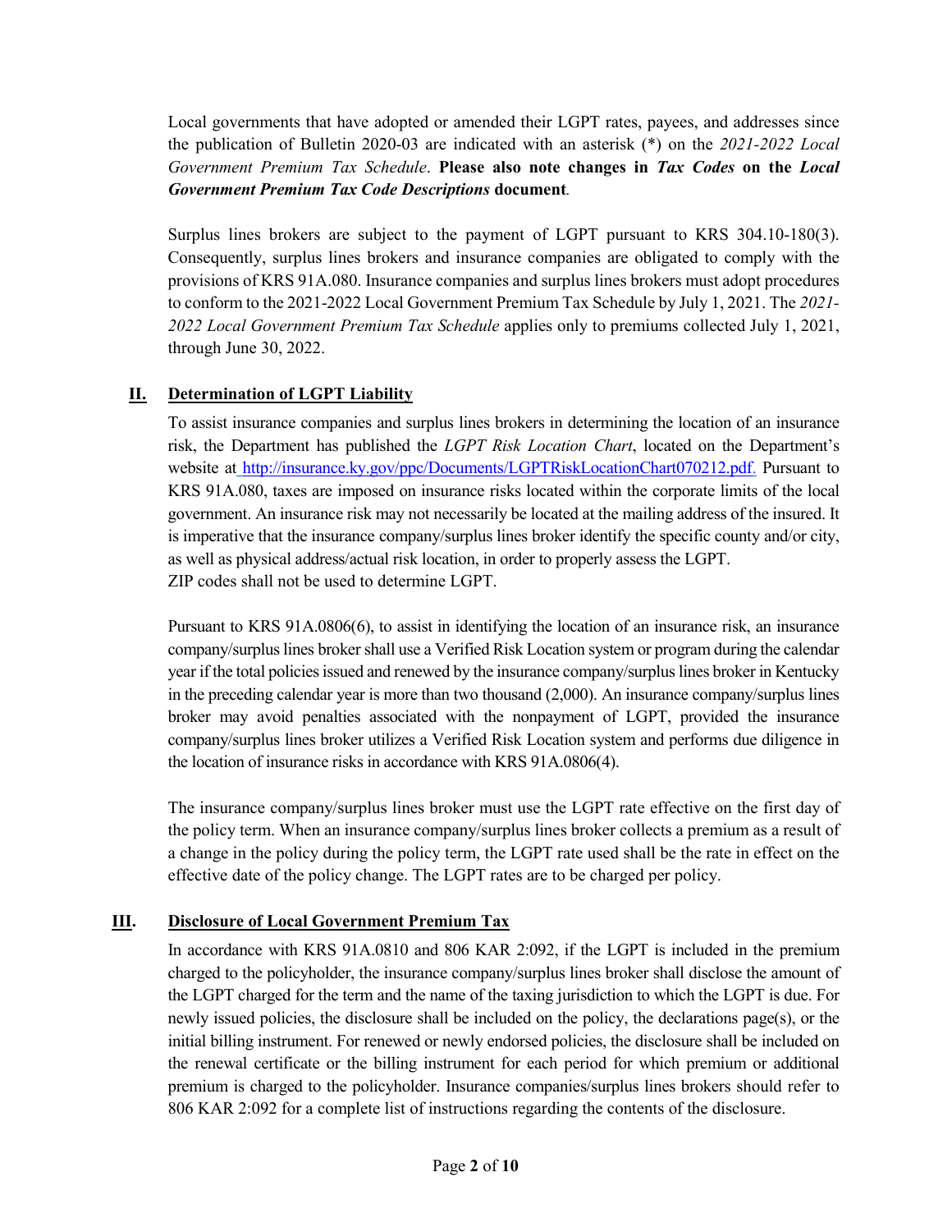Local governments that have adopted or amended their LGPT rates, payees, and addresses since the publication of Bulletin 2020-03 are indicated with an asterisk (*) on the *2021-2022 Local Government Premium Tax Schedule*. **Please also note changes in *Tax Codes* on the *Local Government Premium Tax Code Descriptions* document**.

Surplus lines brokers are subject to the payment of LGPT pursuant to KRS 304.10-180(3). Consequently, surplus lines brokers and insurance companies are obligated to comply with the provisions of KRS 91A.080. Insurance companies and surplus lines brokers must adopt procedures to conform to the 2021-2022 Local Government Premium Tax Schedule by July 1, 2021. The *2021-2022 Local Government Premium Tax Schedule* applies only to premiums collected July 1, 2021, through June 30, 2022.

## II. Determination of LGPT Liability

To assist insurance companies and surplus lines brokers in determining the location of an insurance risk, the Department has published the *LGPT Risk Location Chart*, located on the Department's website at http://insurance.ky.gov/ppc/Documents/LGPTRiskLocationChart070212.pdf. Pursuant to KRS 91A.080, taxes are imposed on insurance risks located within the corporate limits of the local government. An insurance risk may not necessarily be located at the mailing address of the insured. It is imperative that the insurance company/surplus lines broker identify the specific county and/or city, as well as physical address/actual risk location, in order to properly assess the LGPT. ZIP codes shall not be used to determine LGPT.

Pursuant to KRS 91A.0806(6), to assist in identifying the location of an insurance risk, an insurance company/surplus lines broker shall use a Verified Risk Location system or program during the calendar year if the total policies issued and renewed by the insurance company/surplus lines broker in Kentucky in the preceding calendar year is more than two thousand (2,000). An insurance company/surplus lines broker may avoid penalties associated with the nonpayment of LGPT, provided the insurance company/surplus lines broker utilizes a Verified Risk Location system and performs due diligence in the location of insurance risks in accordance with KRS 91A.0806(4).

The insurance company/surplus lines broker must use the LGPT rate effective on the first day of the policy term. When an insurance company/surplus lines broker collects a premium as a result of a change in the policy during the policy term, the LGPT rate used shall be the rate in effect on the effective date of the policy change. The LGPT rates are to be charged per policy.

## III. Disclosure of Local Government Premium Tax

In accordance with KRS 91A.0810 and 806 KAR 2:092, if the LGPT is included in the premium charged to the policyholder, the insurance company/surplus lines broker shall disclose the amount of the LGPT charged for the term and the name of the taxing jurisdiction to which the LGPT is due. For newly issued policies, the disclosure shall be included on the policy, the declarations page(s), or the initial billing instrument. For renewed or newly endorsed policies, the disclosure shall be included on the renewal certificate or the billing instrument for each period for which premium or additional premium is charged to the policyholder. Insurance companies/surplus lines brokers should refer to 806 KAR 2:092 for a complete list of instructions regarding the contents of the disclosure.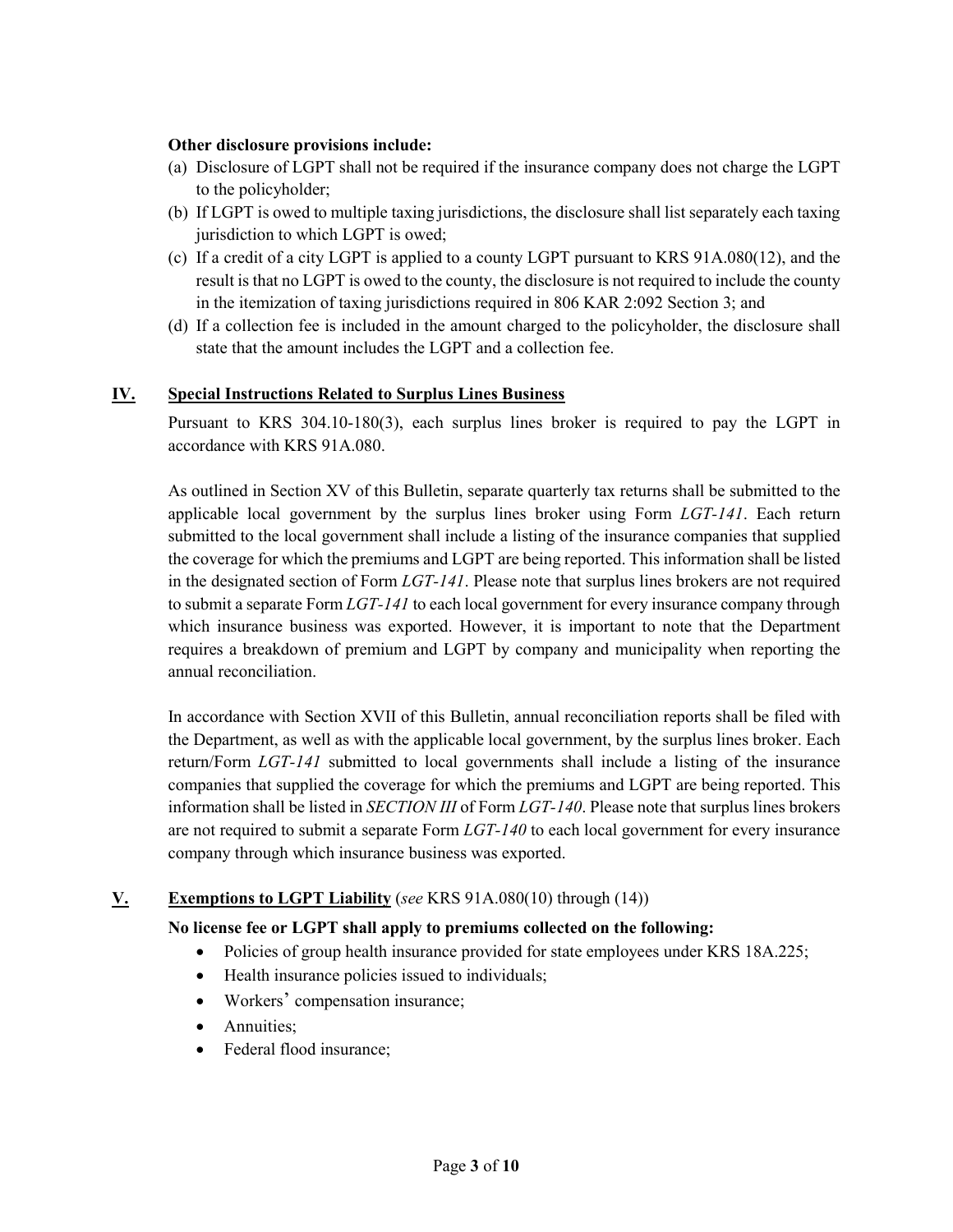**Other disclosure provisions include:**

(a) Disclosure of LGPT shall not be required if the insurance company does not charge the LGPT to the policyholder;

(b) If LGPT is owed to multiple taxing jurisdictions, the disclosure shall list separately each taxing jurisdiction to which LGPT is owed;

(c) If a credit of a city LGPT is applied to a county LGPT pursuant to KRS 91A.080(12), and the result is that no LGPT is owed to the county, the disclosure is not required to include the county in the itemization of taxing jurisdictions required in 806 KAR 2:092 Section 3; and

(d) If a collection fee is included in the amount charged to the policyholder, the disclosure shall state that the amount includes the LGPT and a collection fee.

## IV. Special Instructions Related to Surplus Lines Business

Pursuant to KRS 304.10-180(3), each surplus lines broker is required to pay the LGPT in accordance with KRS 91A.080.

As outlined in Section XV of this Bulletin, separate quarterly tax returns shall be submitted to the applicable local government by the surplus lines broker using Form *LGT-141*. Each return submitted to the local government shall include a listing of the insurance companies that supplied the coverage for which the premiums and LGPT are being reported. This information shall be listed in the designated section of Form *LGT-141*. Please note that surplus lines brokers are not required to submit a separate Form *LGT-141* to each local government for every insurance company through which insurance business was exported. However, it is important to note that the Department requires a breakdown of premium and LGPT by company and municipality when reporting the annual reconciliation.

In accordance with Section XVII of this Bulletin, annual reconciliation reports shall be filed with the Department, as well as with the applicable local government, by the surplus lines broker. Each return/Form *LGT-141* submitted to local governments shall include a listing of the insurance companies that supplied the coverage for which the premiums and LGPT are being reported. This information shall be listed in *SECTION III* of Form *LGT-140*. Please note that surplus lines brokers are not required to submit a separate Form *LGT-140* to each local government for every insurance company through which insurance business was exported.

## V. Exemptions to LGPT Liability (*see* KRS 91A.080(10) through (14))

**No license fee or LGPT shall apply to premiums collected on the following:**

- Policies of group health insurance provided for state employees under KRS 18A.225;
- Health insurance policies issued to individuals;
- Workers' compensation insurance;
- Annuities;
- Federal flood insurance;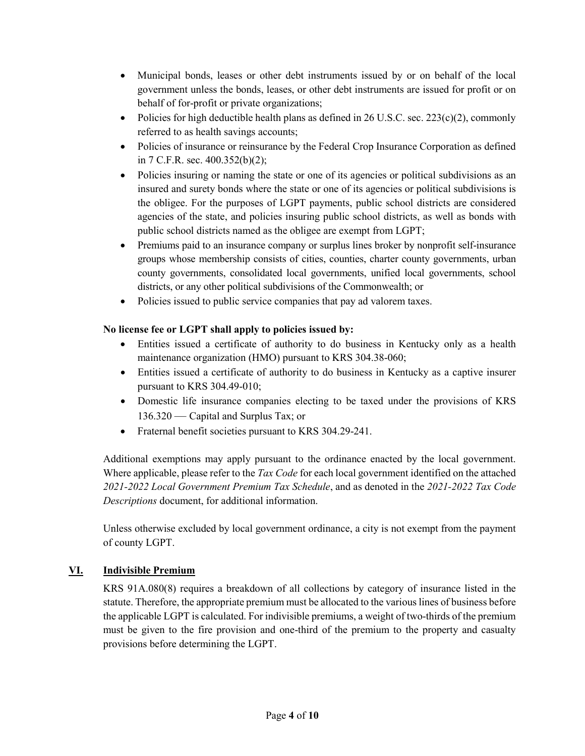- Municipal bonds, leases or other debt instruments issued by or on behalf of the local government unless the bonds, leases, or other debt instruments are issued for profit or on behalf of for-profit or private organizations;
- Policies for high deductible health plans as defined in 26 U.S.C. sec. 223(c)(2), commonly referred to as health savings accounts;
- Policies of insurance or reinsurance by the Federal Crop Insurance Corporation as defined in 7 C.F.R. sec. 400.352(b)(2);
- Policies insuring or naming the state or one of its agencies or political subdivisions as an insured and surety bonds where the state or one of its agencies or political subdivisions is the obligee. For the purposes of LGPT payments, public school districts are considered agencies of the state, and policies insuring public school districts, as well as bonds with public school districts named as the obligee are exempt from LGPT;
- Premiums paid to an insurance company or surplus lines broker by nonprofit self-insurance groups whose membership consists of cities, counties, charter county governments, urban county governments, consolidated local governments, unified local governments, school districts, or any other political subdivisions of the Commonwealth; or
- Policies issued to public service companies that pay ad valorem taxes.

**No license fee or LGPT shall apply to policies issued by:**

- Entities issued a certificate of authority to do business in Kentucky only as a health maintenance organization (HMO) pursuant to KRS 304.38-060;
- Entities issued a certificate of authority to do business in Kentucky as a captive insurer pursuant to KRS 304.49-010;
- Domestic life insurance companies electing to be taxed under the provisions of KRS 136.320 — Capital and Surplus Tax; or
- Fraternal benefit societies pursuant to KRS 304.29-241.

Additional exemptions may apply pursuant to the ordinance enacted by the local government. Where applicable, please refer to the *Tax Code* for each local government identified on the attached *2021-2022 Local Government Premium Tax Schedule*, and as denoted in the *2021-2022 Tax Code Descriptions* document, for additional information.

Unless otherwise excluded by local government ordinance, a city is not exempt from the payment of county LGPT.

## VI. Indivisible Premium

KRS 91A.080(8) requires a breakdown of all collections by category of insurance listed in the statute. Therefore, the appropriate premium must be allocated to the various lines of business before the applicable LGPT is calculated. For indivisible premiums, a weight of two-thirds of the premium must be given to the fire provision and one-third of the premium to the property and casualty provisions before determining the LGPT.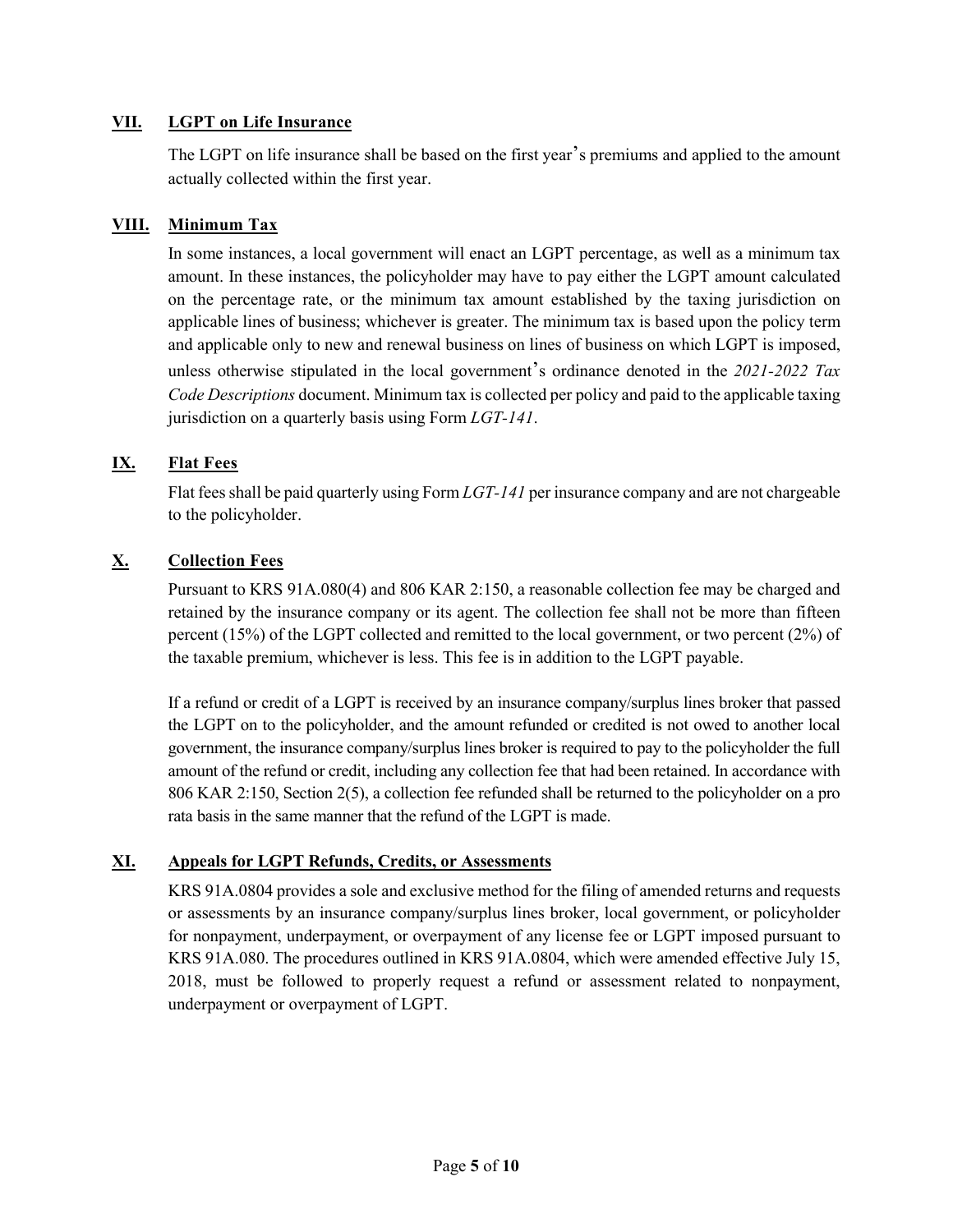## VII. LGPT on Life Insurance

The LGPT on life insurance shall be based on the first year's premiums and applied to the amount actually collected within the first year.

## VIII. Minimum Tax

In some instances, a local government will enact an LGPT percentage, as well as a minimum tax amount. In these instances, the policyholder may have to pay either the LGPT amount calculated on the percentage rate, or the minimum tax amount established by the taxing jurisdiction on applicable lines of business; whichever is greater. The minimum tax is based upon the policy term and applicable only to new and renewal business on lines of business on which LGPT is imposed, unless otherwise stipulated in the local government's ordinance denoted in the *2021-2022 Tax Code Descriptions* document. Minimum tax is collected per policy and paid to the applicable taxing jurisdiction on a quarterly basis using Form *LGT-141*.

## IX. Flat Fees

Flat fees shall be paid quarterly using Form *LGT-141* per insurance company and are not chargeable to the policyholder.

## X. Collection Fees

Pursuant to KRS 91A.080(4) and 806 KAR 2:150, a reasonable collection fee may be charged and retained by the insurance company or its agent. The collection fee shall not be more than fifteen percent (15%) of the LGPT collected and remitted to the local government, or two percent (2%) of the taxable premium, whichever is less. This fee is in addition to the LGPT payable.

If a refund or credit of a LGPT is received by an insurance company/surplus lines broker that passed the LGPT on to the policyholder, and the amount refunded or credited is not owed to another local government, the insurance company/surplus lines broker is required to pay to the policyholder the full amount of the refund or credit, including any collection fee that had been retained. In accordance with 806 KAR 2:150, Section 2(5), a collection fee refunded shall be returned to the policyholder on a pro rata basis in the same manner that the refund of the LGPT is made.

## XI. Appeals for LGPT Refunds, Credits, or Assessments

KRS 91A.0804 provides a sole and exclusive method for the filing of amended returns and requests or assessments by an insurance company/surplus lines broker, local government, or policyholder for nonpayment, underpayment, or overpayment of any license fee or LGPT imposed pursuant to KRS 91A.080. The procedures outlined in KRS 91A.0804, which were amended effective July 15, 2018, must be followed to properly request a refund or assessment related to nonpayment, underpayment or overpayment of LGPT.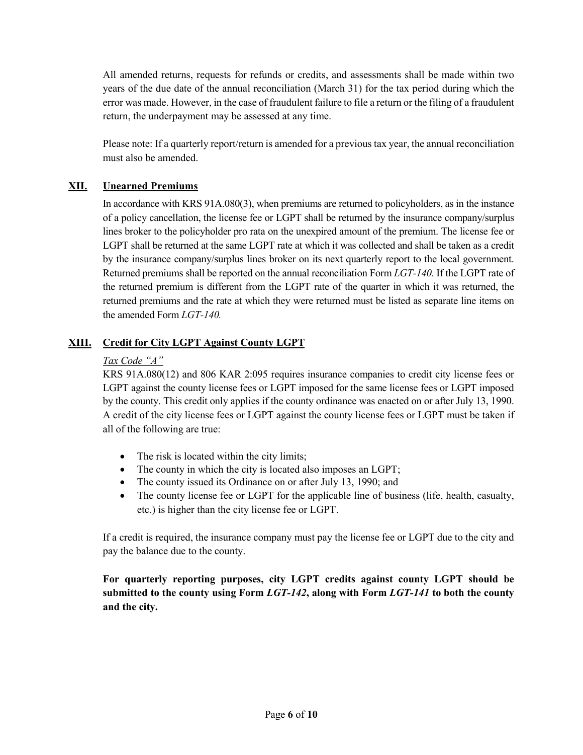All amended returns, requests for refunds or credits, and assessments shall be made within two years of the due date of the annual reconciliation (March 31) for the tax period during which the error was made. However, in the case of fraudulent failure to file a return or the filing of a fraudulent return, the underpayment may be assessed at any time.

Please note: If a quarterly report/return is amended for a previous tax year, the annual reconciliation must also be amended.

## XII. Unearned Premiums

In accordance with KRS 91A.080(3), when premiums are returned to policyholders, as in the instance of a policy cancellation, the license fee or LGPT shall be returned by the insurance company/surplus lines broker to the policyholder pro rata on the unexpired amount of the premium. The license fee or LGPT shall be returned at the same LGPT rate at which it was collected and shall be taken as a credit by the insurance company/surplus lines broker on its next quarterly report to the local government. Returned premiums shall be reported on the annual reconciliation Form *LGT-140*. If the LGPT rate of the returned premium is different from the LGPT rate of the quarter in which it was returned, the returned premiums and the rate at which they were returned must be listed as separate line items on the amended Form *LGT-140.*

## XIII. Credit for City LGPT Against County LGPT

*Tax Code "A"*

KRS 91A.080(12) and 806 KAR 2:095 requires insurance companies to credit city license fees or LGPT against the county license fees or LGPT imposed for the same license fees or LGPT imposed by the county. This credit only applies if the county ordinance was enacted on or after July 13, 1990. A credit of the city license fees or LGPT against the county license fees or LGPT must be taken if all of the following are true:

- The risk is located within the city limits;
- The county in which the city is located also imposes an LGPT;
- The county issued its Ordinance on or after July 13, 1990; and
- The county license fee or LGPT for the applicable line of business (life, health, casualty, etc.) is higher than the city license fee or LGPT.

If a credit is required, the insurance company must pay the license fee or LGPT due to the city and pay the balance due to the county.

**For quarterly reporting purposes, city LGPT credits against county LGPT should be submitted to the county using Form *LGT-142*, along with Form *LGT-141* to both the county and the city.**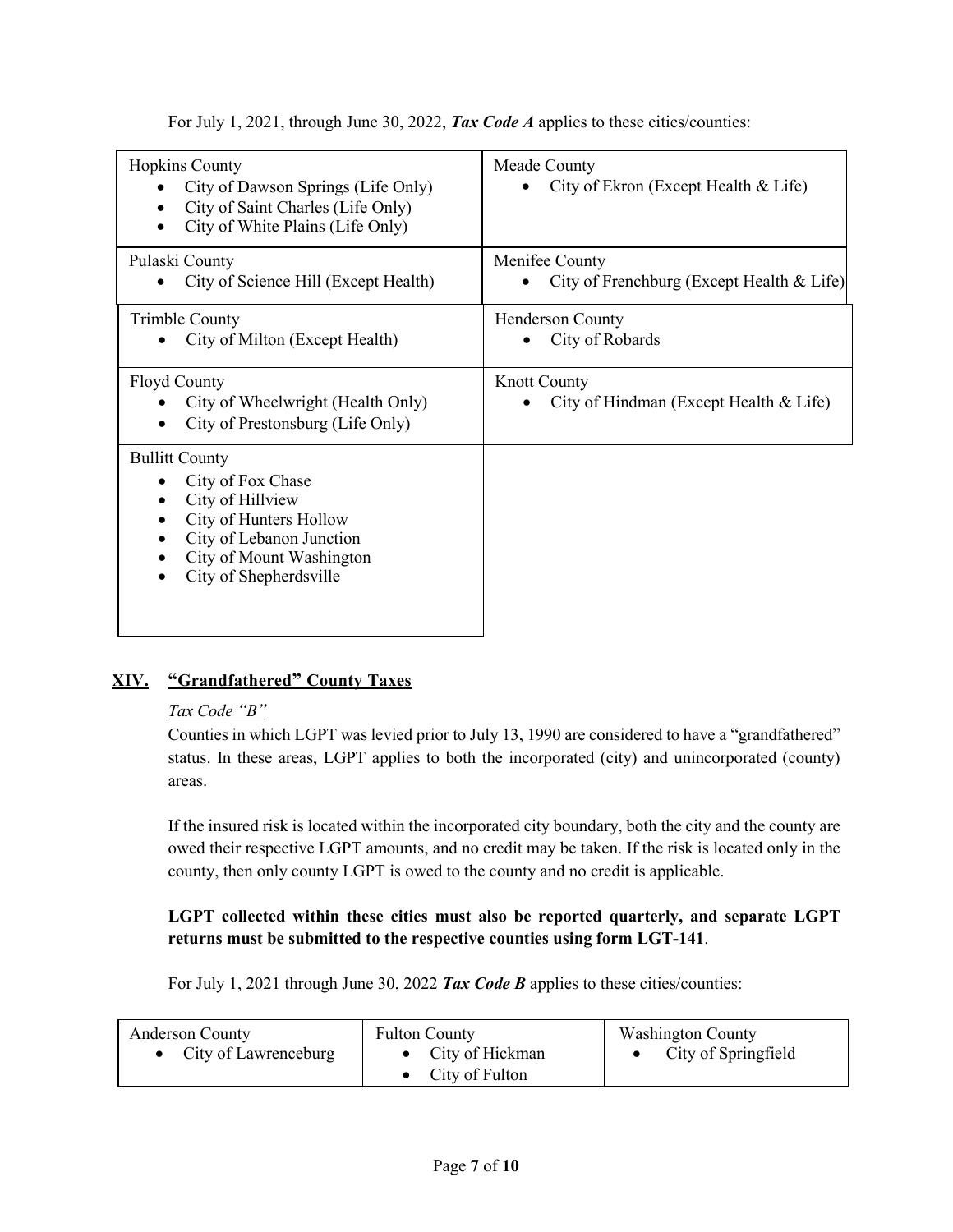For July 1, 2021, through June 30, 2022, ***Tax Code A*** applies to these cities/counties:

| | |
|---|---|
| Hopkins County<br>• City of Dawson Springs (Life Only)<br>• City of Saint Charles (Life Only)<br>• City of White Plains (Life Only) | Meade County<br>• City of Ekron (Except Health & Life) |
| Pulaski County<br>• City of Science Hill (Except Health) | Menifee County<br>• City of Frenchburg (Except Health & Life) |
| Trimble County<br>• City of Milton (Except Health) | Henderson County<br>• City of Robards |
| Floyd County<br>• City of Wheelwright (Health Only)<br>• City of Prestonsburg (Life Only) | Knott County<br>• City of Hindman (Except Health & Life) |
| Bullitt County<br>• City of Fox Chase<br>• City of Hillview<br>• City of Hunters Hollow<br>• City of Lebanon Junction<br>• City of Mount Washington<br>• City of Shepherdsville | |

## XIV. "Grandfathered" County Taxes

*Tax Code "B"*

Counties in which LGPT was levied prior to July 13, 1990 are considered to have a "grandfathered" status. In these areas, LGPT applies to both the incorporated (city) and unincorporated (county) areas.

If the insured risk is located within the incorporated city boundary, both the city and the county are owed their respective LGPT amounts, and no credit may be taken. If the risk is located only in the county, then only county LGPT is owed to the county and no credit is applicable.

**LGPT collected within these cities must also be reported quarterly, and separate LGPT returns must be submitted to the respective counties using form LGT-141**.

For July 1, 2021 through June 30, 2022 ***Tax Code B*** applies to these cities/counties:

| | | |
|---|---|---|
| Anderson County<br>• City of Lawrenceburg | Fulton County<br>• City of Hickman<br>• City of Fulton | Washington County<br>• City of Springfield |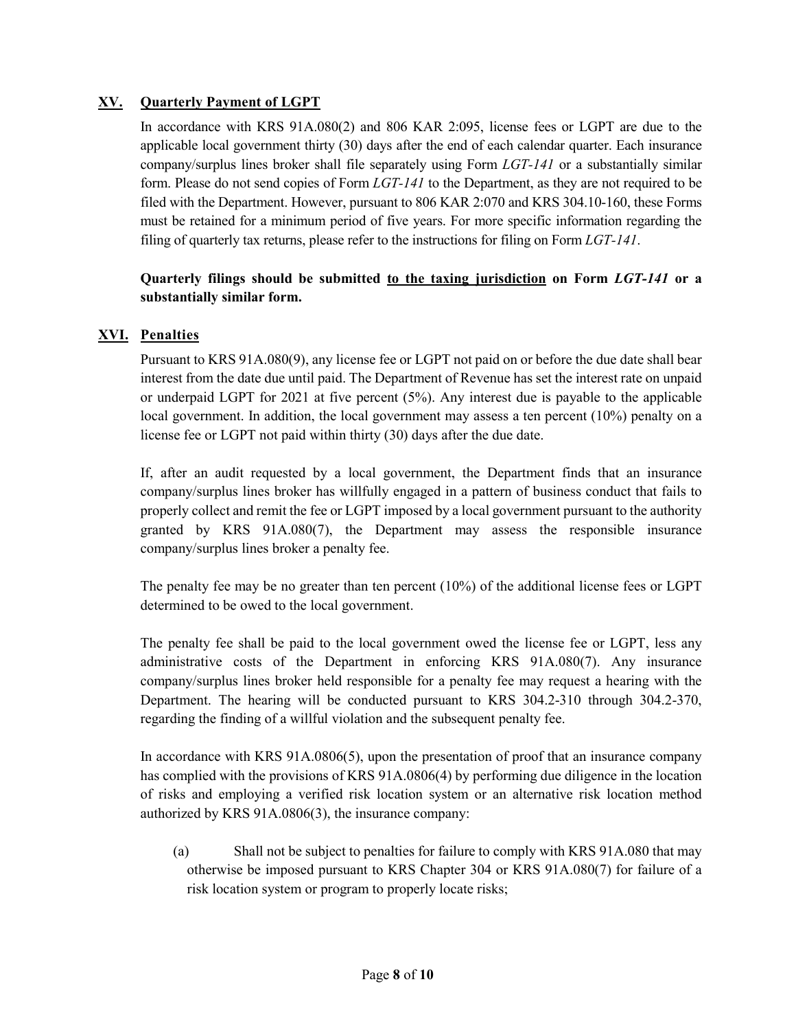## XV. Quarterly Payment of LGPT

In accordance with KRS 91A.080(2) and 806 KAR 2:095, license fees or LGPT are due to the applicable local government thirty (30) days after the end of each calendar quarter. Each insurance company/surplus lines broker shall file separately using Form *LGT-141* or a substantially similar form. Please do not send copies of Form *LGT-141* to the Department, as they are not required to be filed with the Department. However, pursuant to 806 KAR 2:070 and KRS 304.10-160, these Forms must be retained for a minimum period of five years. For more specific information regarding the filing of quarterly tax returns, please refer to the instructions for filing on Form *LGT-141*.

**Quarterly filings should be submitted <u>to the taxing jurisdiction</u> on Form *LGT-141* or a substantially similar form.**

## XVI. Penalties

Pursuant to KRS 91A.080(9), any license fee or LGPT not paid on or before the due date shall bear interest from the date due until paid. The Department of Revenue has set the interest rate on unpaid or underpaid LGPT for 2021 at five percent (5%). Any interest due is payable to the applicable local government. In addition, the local government may assess a ten percent (10%) penalty on a license fee or LGPT not paid within thirty (30) days after the due date.

If, after an audit requested by a local government, the Department finds that an insurance company/surplus lines broker has willfully engaged in a pattern of business conduct that fails to properly collect and remit the fee or LGPT imposed by a local government pursuant to the authority granted by KRS 91A.080(7), the Department may assess the responsible insurance company/surplus lines broker a penalty fee.

The penalty fee may be no greater than ten percent (10%) of the additional license fees or LGPT determined to be owed to the local government.

The penalty fee shall be paid to the local government owed the license fee or LGPT, less any administrative costs of the Department in enforcing KRS 91A.080(7). Any insurance company/surplus lines broker held responsible for a penalty fee may request a hearing with the Department. The hearing will be conducted pursuant to KRS 304.2-310 through 304.2-370, regarding the finding of a willful violation and the subsequent penalty fee.

In accordance with KRS 91A.0806(5), upon the presentation of proof that an insurance company has complied with the provisions of KRS 91A.0806(4) by performing due diligence in the location of risks and employing a verified risk location system or an alternative risk location method authorized by KRS 91A.0806(3), the insurance company:

(a) Shall not be subject to penalties for failure to comply with KRS 91A.080 that may otherwise be imposed pursuant to KRS Chapter 304 or KRS 91A.080(7) for failure of a risk location system or program to properly locate risks;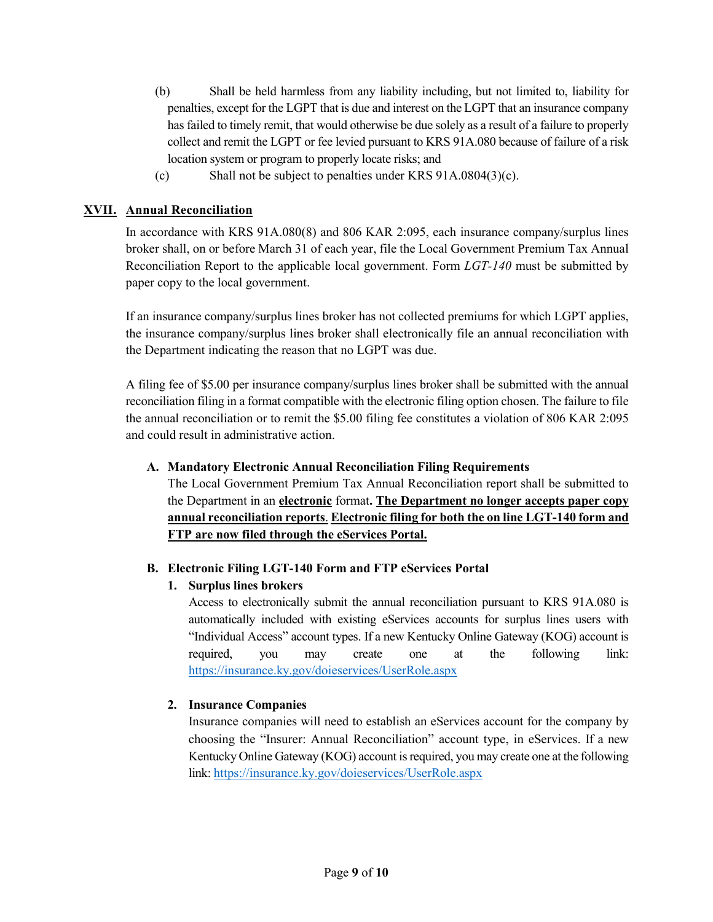(b) Shall be held harmless from any liability including, but not limited to, liability for penalties, except for the LGPT that is due and interest on the LGPT that an insurance company has failed to timely remit, that would otherwise be due solely as a result of a failure to properly collect and remit the LGPT or fee levied pursuant to KRS 91A.080 because of failure of a risk location system or program to properly locate risks; and

(c) Shall not be subject to penalties under KRS 91A.0804(3)(c).

## XVII. Annual Reconciliation

In accordance with KRS 91A.080(8) and 806 KAR 2:095, each insurance company/surplus lines broker shall, on or before March 31 of each year, file the Local Government Premium Tax Annual Reconciliation Report to the applicable local government. Form *LGT-140* must be submitted by paper copy to the local government.

If an insurance company/surplus lines broker has not collected premiums for which LGPT applies, the insurance company/surplus lines broker shall electronically file an annual reconciliation with the Department indicating the reason that no LGPT was due.

A filing fee of $5.00 per insurance company/surplus lines broker shall be submitted with the annual reconciliation filing in a format compatible with the electronic filing option chosen. The failure to file the annual reconciliation or to remit the $5.00 filing fee constitutes a violation of 806 KAR 2:095 and could result in administrative action.

### A. Mandatory Electronic Annual Reconciliation Filing Requirements

The Local Government Premium Tax Annual Reconciliation report shall be submitted to the Department in an **electronic** format**. The Department no longer accepts paper copy annual reconciliation reports**. **Electronic filing for both the on line LGT-140 form and FTP are now filed through the eServices Portal.**

### B. Electronic Filing LGT-140 Form and FTP eServices Portal

**1. Surplus lines brokers**

Access to electronically submit the annual reconciliation pursuant to KRS 91A.080 is automatically included with existing eServices accounts for surplus lines users with "Individual Access" account types. If a new Kentucky Online Gateway (KOG) account is required, you may create one at the following link: https://insurance.ky.gov/doieservices/UserRole.aspx

**2. Insurance Companies**

Insurance companies will need to establish an eServices account for the company by choosing the "Insurer: Annual Reconciliation" account type, in eServices. If a new Kentucky Online Gateway (KOG) account is required, you may create one at the following link: https://insurance.ky.gov/doieservices/UserRole.aspx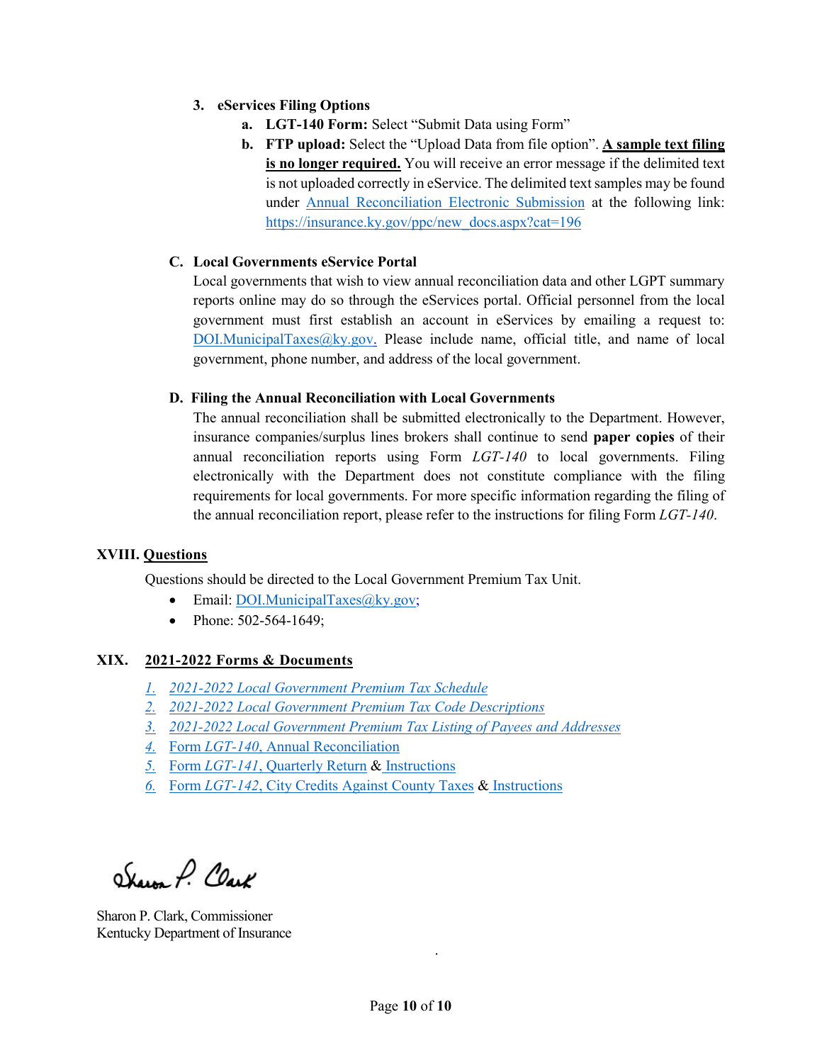3. **eServices Filing Options**
   a. **LGT-140 Form:** Select "Submit Data using Form"
   b. **FTP upload:** Select the "Upload Data from file option". **A sample text filing is no longer required.** You will receive an error message if the delimited text is not uploaded correctly in eService. The delimited text samples may be found under Annual Reconciliation Electronic Submission at the following link: https://insurance.ky.gov/ppc/new_docs.aspx?cat=196

**C. Local Governments eService Portal**

Local governments that wish to view annual reconciliation data and other LGPT summary reports online may do so through the eServices portal. Official personnel from the local government must first establish an account in eServices by emailing a request to: DOI.MunicipalTaxes@ky.gov. Please include name, official title, and name of local government, phone number, and address of the local government.

**D. Filing the Annual Reconciliation with Local Governments**

The annual reconciliation shall be submitted electronically to the Department. However, insurance companies/surplus lines brokers shall continue to send **paper copies** of their annual reconciliation reports using Form *LGT-140* to local governments. Filing electronically with the Department does not constitute compliance with the filing requirements for local governments. For more specific information regarding the filing of the annual reconciliation report, please refer to the instructions for filing Form *LGT-140*.

## XVIII. Questions

Questions should be directed to the Local Government Premium Tax Unit.

- Email: DOI.MunicipalTaxes@ky.gov;
- Phone: 502-564-1649;

## XIX. 2021-2022 Forms & Documents

1. *2021-2022 Local Government Premium Tax Schedule*
2. *2021-2022 Local Government Premium Tax Code Descriptions*
3. *2021-2022 Local Government Premium Tax Listing of Payees and Addresses*
4. Form *LGT-140*, Annual Reconciliation
5. Form *LGT-141*, Quarterly Return & Instructions
6. Form *LGT-142*, City Credits Against County Taxes & Instructions

Sharon P. Clark

Sharon P. Clark, Commissioner
Kentucky Department of Insurance